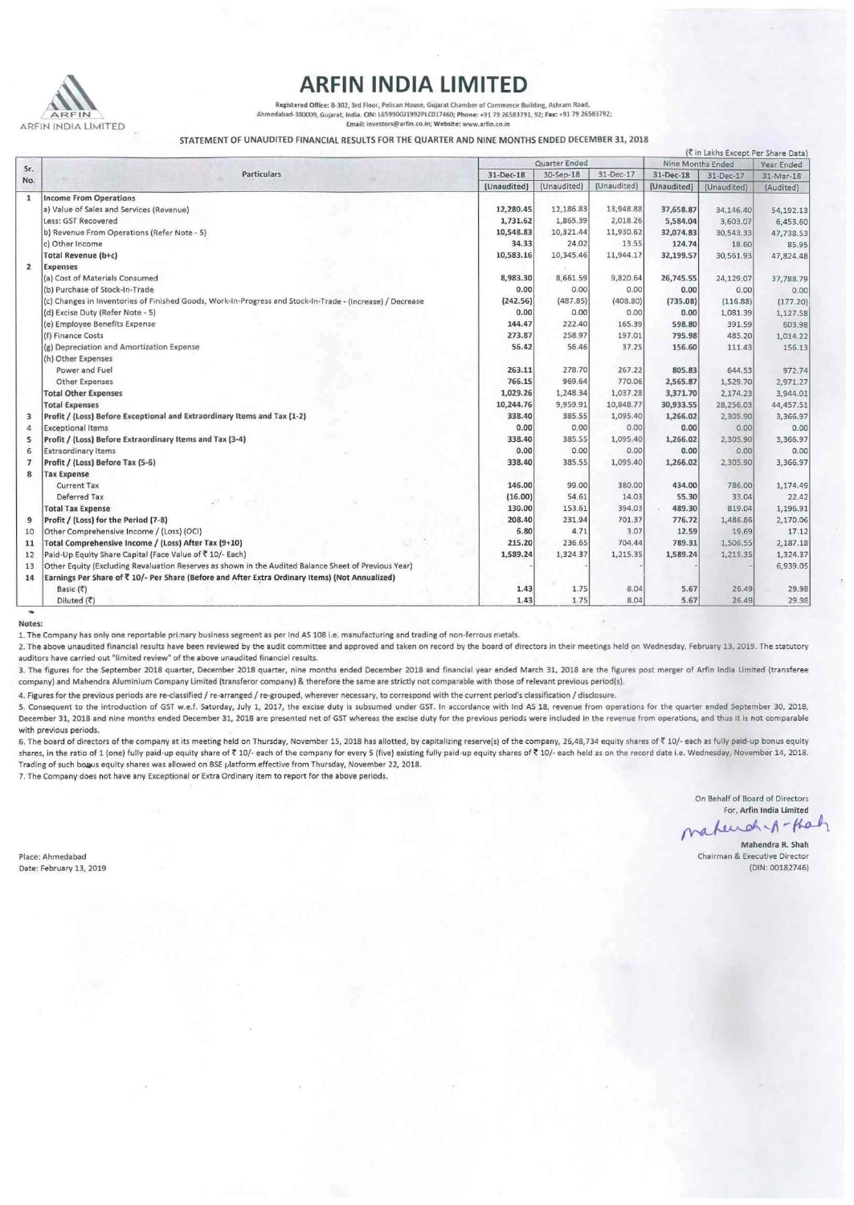# ARFIN INDIA LIMITED

Registered Office: B-302, 3rd Floor, Pelican House, Gujarat Chamber of Commerce Building, Ashram Road, Ahmedabad-380009, Gujarat, India. CIN: L65990GJ1992PLC017460; Phone: +91 79 26583791, 92; Fax: +91 79 26583792; Email: investors@arfin.co.in; Website: www.arfin.co.in

## STATEMENT OF UNAUDITED FINANCIAL RESULTS FOR THE QUARTER AND NINE MONTHS ENDED DECEMBER 31, 2018

(₹ in Lakhs Except Per Share Data)

| Sr. No. | Particulars | Quarter Ended | | | Nine Months Ended | | Year Ended |
|---|---|---|---|---|---|---|---|
| | | 31-Dec-18 | 30-Sep-18 | 31-Dec-17 | 31-Dec-18 | 31-Dec-17 | 31-Mar-18 |
| | | (Unaudited) | (Unaudited) | (Unaudited) | (Unaudited) | (Unaudited) | (Audited) |
| 1 | **Income From Operations** | | | | | | |
| | a) Value of Sales and Services (Revenue) | 12,280.45 | 12,186.83 | 13,948.88 | 37,658.87 | 34,146.40 | 54,192.13 |
| | Less: GST Recovered | 1,731.62 | 1,865.39 | 2,018.26 | 5,584.04 | 3,603.07 | 6,453.60 |
| | b) Revenue From Operations (Refer Note - 5) | 10,548.83 | 10,321.44 | 11,930.62 | 32,074.83 | 30,543.33 | 47,738.53 |
| | c) Other Income | 34.33 | 24.02 | 13.55 | 124.74 | 18.60 | 85.95 |
| | **Total Revenue (b+c)** | 10,583.16 | 10,345.46 | 11,944.17 | 32,199.57 | 30,561.93 | 47,824.48 |
| 2 | **Expenses** | | | | | | |
| | (a) Cost of Materials Consumed | 8,983.30 | 8,661.59 | 9,820.64 | 26,745.55 | 24,129.07 | 37,788.79 |
| | (b) Purchase of Stock-In-Trade | 0.00 | 0.00 | 0.00 | 0.00 | 0.00 | 0.00 |
| | (c) Changes in Inventories of Finished Goods, Work-In-Progress and Stock-In-Trade - (Increase) / Decrease | (242.56) | (487.85) | (408.80) | (735.08) | (116.88) | (177.20) |
| | (d) Excise Duty (Refer Note - 5) | 0.00 | 0.00 | 0.00 | 0.00 | 1,081.39 | 1,127.58 |
| | (e) Employee Benefits Expense | 144.47 | 222.40 | 165.39 | 598.80 | 391.59 | 603.98 |
| | (f) Finance Costs | 273.87 | 258.97 | 197.01 | 795.98 | 485.20 | 1,014.22 |
| | (g) Depreciation and Amortization Expense | 56.42 | 56.46 | 37.25 | 156.60 | 111.43 | 156.13 |
| | (h) Other Expenses | | | | | | |
| | Power and Fuel | 263.11 | 278.70 | 267.22 | 805.83 | 644.53 | 972.74 |
| | Other Expenses | 766.15 | 969.64 | 770.06 | 2,565.87 | 1,529.70 | 2,971.27 |
| | **Total Other Expenses** | 1,029.26 | 1,248.34 | 1,037.28 | 3,371.70 | 2,174.23 | 3,944.01 |
| | **Total Expenses** | 10,244.76 | 9,959.91 | 10,848.77 | 30,933.55 | 28,256.03 | 44,457.51 |
| 3 | **Profit / (Loss) Before Exceptional and Extraordinary Items and Tax (1-2)** | 338.40 | 385.55 | 1,095.40 | 1,266.02 | 2,305.90 | 3,366.97 |
| 4 | Exceptional Items | 0.00 | 0.00 | 0.00 | 0.00 | 0.00 | 0.00 |
| 5 | **Profit / (Loss) Before Extraordinary Items and Tax (3-4)** | 338.40 | 385.55 | 1,095.40 | 1,266.02 | 2,305.90 | 3,366.97 |
| 6 | Extraordinary Items | 0.00 | 0.00 | 0.00 | 0.00 | 0.00 | 0.00 |
| 7 | **Profit / (Loss) Before Tax (5-6)** | 338.40 | 385.55 | 1,095.40 | 1,266.02 | 2,305.90 | 3,366.97 |
| 8 | **Tax Expense** | | | | | | |
| | Current Tax | 146.00 | 99.00 | 380.00 | 434.00 | 786.00 | 1,174.49 |
| | Deferred Tax | (16.00) | 54.61 | 14.03 | 55.30 | 33.04 | 22.42 |
| | **Total Tax Expense** | 130.00 | 153.61 | 394.03 | 489.30 | 819.04 | 1,196.91 |
| 9 | **Profit / (Loss) for the Period (7-8)** | 208.40 | 231.94 | 701.37 | 776.72 | 1,486.86 | 2,170.06 |
| 10 | Other Comprehensive Income / (Loss) (OCI) | 6.80 | 4.71 | 3.07 | 12.59 | 19.69 | 17.12 |
| 11 | **Total Comprehensive Income / (Loss) After Tax (9+10)** | 215.20 | 236.65 | 704.44 | 789.31 | 1,506.55 | 2,187.18 |
| 12 | Paid-Up Equity Share Capital (Face Value of ₹ 10/- Each) | 1,589.24 | 1,324.37 | 1,215.35 | 1,589.24 | 1,215.35 | 1,324.37 |
| 13 | Other Equity (Excluding Revaluation Reserves as shown in the Audited Balance Sheet of Previous Year) | - | - | - | - | - | 6,939.05 |
| 14 | **Earnings Per Share of ₹ 10/- Per Share (Before and After Extra Ordinary Items) (Not Annualized)** | | | | | | |
| | Basic (₹) | 1.43 | 1.75 | 8.04 | 5.67 | 26.49 | 29.98 |
| | Diluted (₹) | 1.43 | 1.75 | 8.04 | 5.67 | 26.49 | 29.98 |

**Notes:**

1. The Company has only one reportable primary business segment as per Ind AS 108 i.e. manufacturing and trading of non-ferrous metals.
2. The above unaudited financial results have been reviewed by the audit committee and approved and taken on record by the board of directors in their meetings held on Wednesday, February 13, 2019. The statutory auditors have carried out "limited review" of the above unaudited financial results.
3. The figures for the September 2018 quarter, December 2018 quarter, nine months ended December 2018 and financial year ended March 31, 2018 are the figures post merger of Arfin India Limited (transferee company) and Mahendra Aluminium Company Limited (transferor company) & therefore the same are strictly not comparable with those of relevant previous period(s).
4. Figures for the previous periods are re-classified / re-arranged / re-grouped, wherever necessary, to correspond with the current period's classification / disclosure.
5. Consequent to the introduction of GST w.e.f. Saturday, July 1, 2017, the excise duty is subsumed under GST. In accordance with Ind AS 18, revenue from operations for the quarter ended September 30, 2018, December 31, 2018 and nine months ended December 31, 2018 are presented net of GST whereas the excise duty for the previous periods were included in the revenue from operations, and thus it is not comparable with previous periods.
6. The board of directors of the company at its meeting held on Thursday, November 15, 2018 has allotted, by capitalizing reserve(s) of the company, 26,48,734 equity shares of ₹ 10/- each as fully paid-up bonus equity shares, in the ratio of 1 (one) fully paid-up equity share of ₹ 10/- each of the company for every 5 (five) existing fully paid-up equity shares of ₹ 10/- each held as on the record date i.e. Wednesday, November 14, 2018. Trading of such bonus equity shares was allowed on BSE platform effective from Thursday, November 22, 2018.
7. The Company does not have any Exceptional or Extra Ordinary item to report for the above periods.

On Behalf of Board of Directors
For, Arfin India Limited

Mahendra R. Shah
Chairman & Executive Director
(DIN: 00182746)

Place: Ahmedabad
Date: February 13, 2019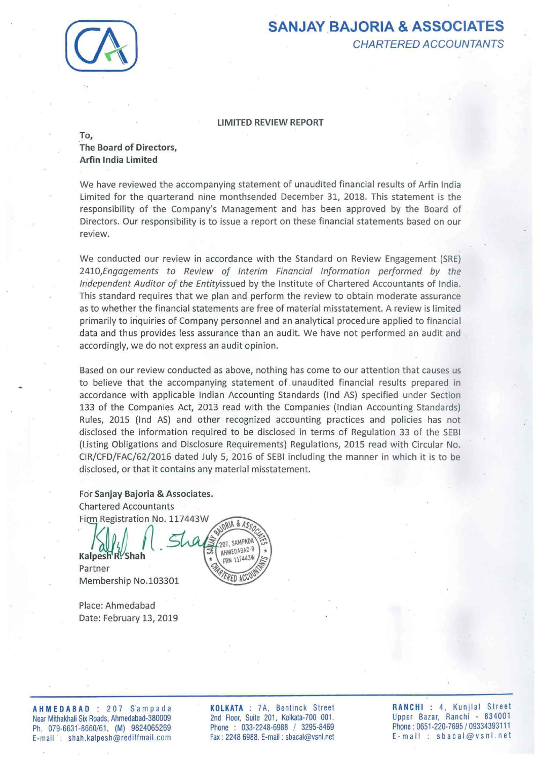# SANJAY BAJORIA & ASSOCIATES

*CHARTERED ACCOUNTANTS*

**LIMITED REVIEW REPORT**

**To,**
**The Board of Directors,**
**Arfin India Limited**

We have reviewed the accompanying statement of unaudited financial results of Arfin India Limited for the quarterand nine monthsended December 31, 2018. This statement is the responsibility of the Company's Management and has been approved by the Board of Directors. Our responsibility is to issue a report on these financial statements based on our review.

We conducted our review in accordance with the Standard on Review Engagement (SRE) 2410,*Engagements to Review of Interim Financial Information performed by the Independent Auditor of the Entity*issued by the Institute of Chartered Accountants of India. This standard requires that we plan and perform the review to obtain moderate assurance as to whether the financial statements are free of material misstatement. A review is limited primarily to inquiries of Company personnel and an analytical procedure applied to financial data and thus provides less assurance than an audit. We have not performed an audit and accordingly, we do not express an audit opinion.

Based on our review conducted as above, nothing has come to our attention that causes us to believe that the accompanying statement of unaudited financial results prepared in accordance with applicable Indian Accounting Standards (Ind AS) specified under Section 133 of the Companies Act, 2013 read with the Companies (Indian Accounting Standards) Rules, 2015 (Ind AS) and other recognized accounting practices and policies has not disclosed the information required to be disclosed in terms of Regulation 33 of the SEBI (Listing Obligations and Disclosure Requirements) Regulations, 2015 read with Circular No. CIR/CFD/FAC/62/2016 dated July 5, 2016 of SEBI including the manner in which it is to be disclosed, or that it contains any material misstatement.

For **Sanjay Bajoria & Associates.**
Chartered Accountants
Firm Registration No. 117443W

**Kalpesh R. Shah**
Partner
Membership No.103301

Place: Ahmedabad
Date: February 13, 2019

**AHMEDABAD** : 207 Sampada Near Mithakhali Six Roads, Ahmedabad-380009 Ph. 079-6631-8660/61, (M) 9824065269 E-mail : shah.kalpesh@rediffmail.com

**KOLKATA** : 7A, Bentinck Street 2nd Floor, Suite 201, Kolkata-700 001. Phone : 033-2248-6988 / 3295-8469 Fax : 2248 6988. E-mail : sbacal@vsnl.net

**RANCHI** : 4, Kunjlal Street Upper Bazar, Ranchi - 834001 Phone : 0651-220-7695 / 09334393111 E-mail : sbacal@vsnl.net